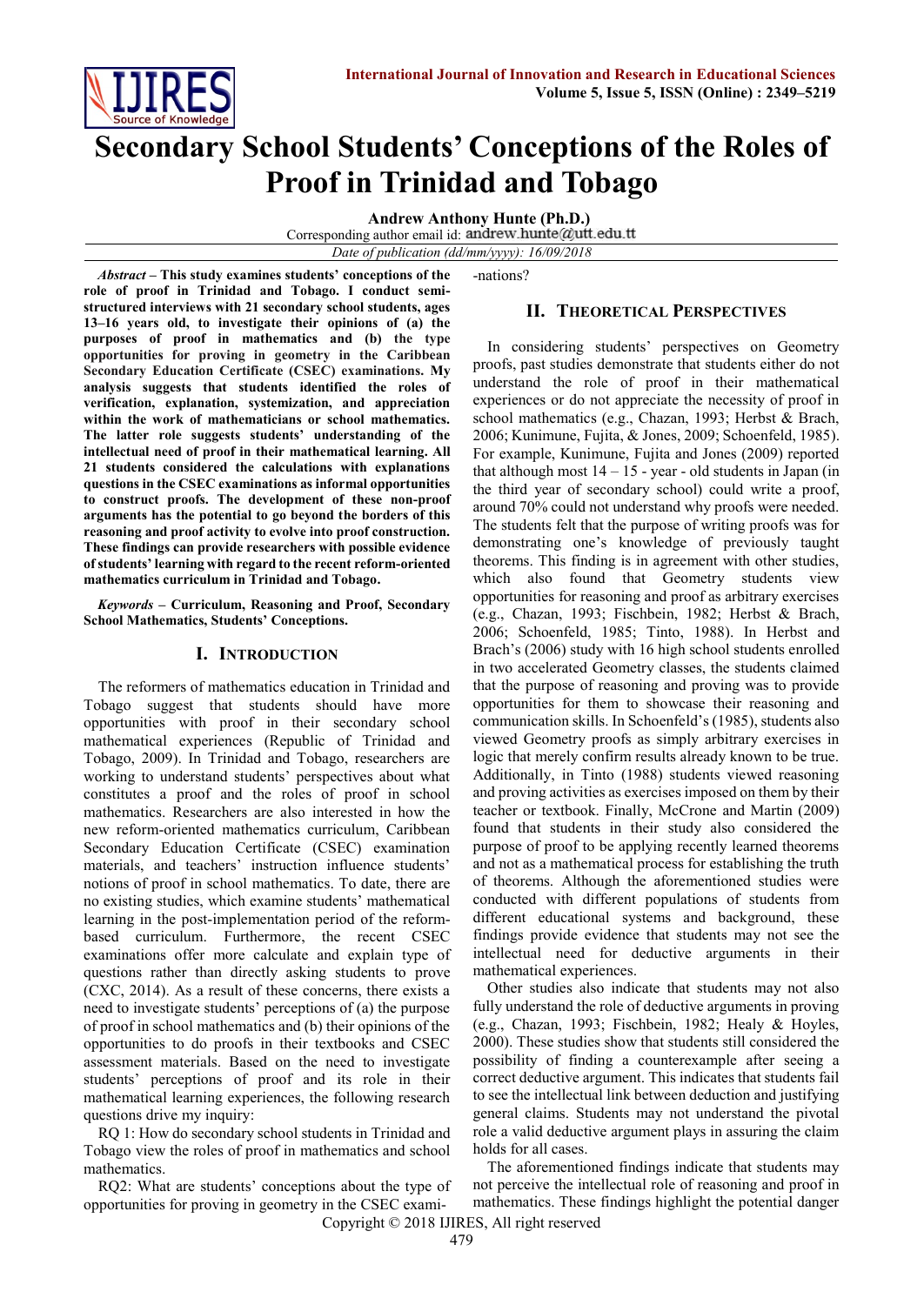# Secondary School Students' Conceptions of the Roles of Proof in Trinidad and Tobago

**Andrew Anthony Hunte (Ph.D.)**

Corresponding author email id: andrew.hunte@utt.edu.tt

*Date of publication (dd/mm/yyyy): 16/09/2018*

***Abstract* – This study examines students' conceptions of the role of proof in Trinidad and Tobago. I conduct semi-structured interviews with 21 secondary school students, ages 13–16 years old, to investigate their opinions of (a) the purposes of proof in mathematics and (b) the type opportunities for proving in geometry in the Caribbean Secondary Education Certificate (CSEC) examinations. My analysis suggests that students identified the roles of verification, explanation, systemization, and appreciation within the work of mathematicians or school mathematics. The latter role suggests students' understanding of the intellectual need of proof in their mathematical learning. All 21 students considered the calculations with explanations questions in the CSEC examinations as informal opportunities to construct proofs. The development of these non-proof arguments has the potential to go beyond the borders of this reasoning and proof activity to evolve into proof construction. These findings can provide researchers with possible evidence of students' learning with regard to the recent reform-oriented mathematics curriculum in Trinidad and Tobago.**

***Keywords* – Curriculum, Reasoning and Proof, Secondary School Mathematics, Students' Conceptions.**

## I. Introduction

The reformers of mathematics education in Trinidad and Tobago suggest that students should have more opportunities with proof in their secondary school mathematical experiences (Republic of Trinidad and Tobago, 2009). In Trinidad and Tobago, researchers are working to understand students' perspectives about what constitutes a proof and the roles of proof in school mathematics. Researchers are also interested in how the new reform-oriented mathematics curriculum, Caribbean Secondary Education Certificate (CSEC) examination materials, and teachers' instruction influence students' notions of proof in school mathematics. To date, there are no existing studies, which examine students' mathematical learning in the post-implementation period of the reform-based curriculum. Furthermore, the recent CSEC examinations offer more calculate and explain type of questions rather than directly asking students to prove (CXC, 2014). As a result of these concerns, there exists a need to investigate students' perceptions of (a) the purpose of proof in school mathematics and (b) their opinions of the opportunities to do proofs in their textbooks and CSEC assessment materials. Based on the need to investigate students' perceptions of proof and its role in their mathematical learning experiences, the following research questions drive my inquiry:

RQ 1: How do secondary school students in Trinidad and Tobago view the roles of proof in mathematics and school mathematics.

RQ2: What are students' conceptions about the type of opportunities for proving in geometry in the CSEC examinations?

## II. Theoretical Perspectives

In considering students' perspectives on Geometry proofs, past studies demonstrate that students either do not understand the role of proof in their mathematical experiences or do not appreciate the necessity of proof in school mathematics (e.g., Chazan, 1993; Herbst & Brach, 2006; Kunimune, Fujita, & Jones, 2009; Schoenfeld, 1985). For example, Kunimune, Fujita and Jones (2009) reported that although most 14 – 15 - year - old students in Japan (in the third year of secondary school) could write a proof, around 70% could not understand why proofs were needed. The students felt that the purpose of writing proofs was for demonstrating one's knowledge of previously taught theorems. This finding is in agreement with other studies, which also found that Geometry students view opportunities for reasoning and proof as arbitrary exercises (e.g., Chazan, 1993; Fischbein, 1982; Herbst & Brach, 2006; Schoenfeld, 1985; Tinto, 1988). In Herbst and Brach's (2006) study with 16 high school students enrolled in two accelerated Geometry classes, the students claimed that the purpose of reasoning and proving was to provide opportunities for them to showcase their reasoning and communication skills. In Schoenfeld's (1985), students also viewed Geometry proofs as simply arbitrary exercises in logic that merely confirm results already known to be true. Additionally, in Tinto (1988) students viewed reasoning and proving activities as exercises imposed on them by their teacher or textbook. Finally, McCrone and Martin (2009) found that students in their study also considered the purpose of proof to be applying recently learned theorems and not as a mathematical process for establishing the truth of theorems. Although the aforementioned studies were conducted with different populations of students from different educational systems and background, these findings provide evidence that students may not see the intellectual need for deductive arguments in their mathematical experiences.

Other studies also indicate that students may not also fully understand the role of deductive arguments in proving (e.g., Chazan, 1993; Fischbein, 1982; Healy & Hoyles, 2000). These studies show that students still considered the possibility of finding a counterexample after seeing a correct deductive argument. This indicates that students fail to see the intellectual link between deduction and justifying general claims. Students may not understand the pivotal role a valid deductive argument plays in assuring the claim holds for all cases.

The aforementioned findings indicate that students may not perceive the intellectual role of reasoning and proof in mathematics. These findings highlight the potential danger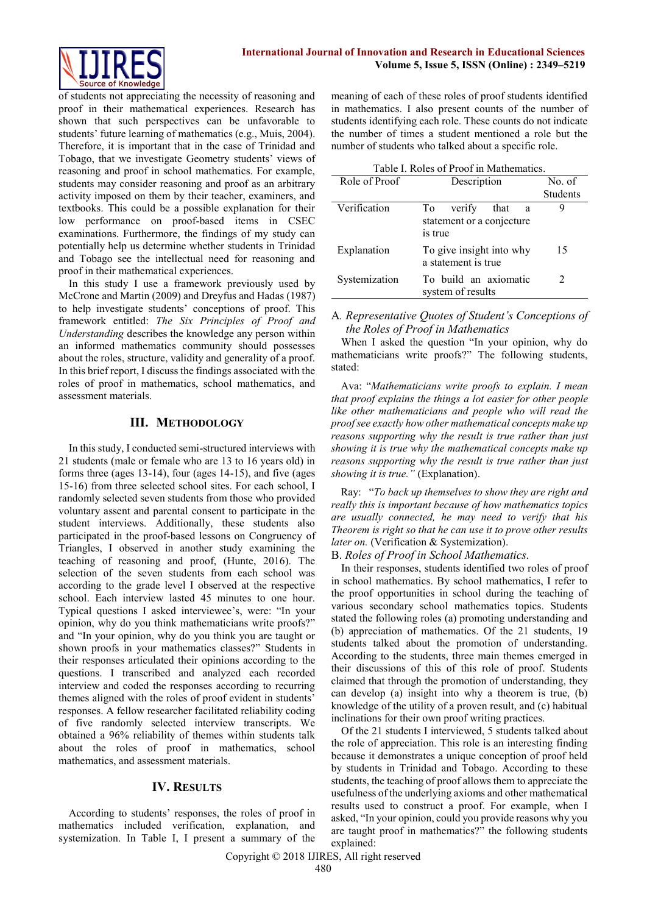of students not appreciating the necessity of reasoning and proof in their mathematical experiences. Research has shown that such perspectives can be unfavorable to students' future learning of mathematics (e.g., Muis, 2004). Therefore, it is important that in the case of Trinidad and Tobago, that we investigate Geometry students' views of reasoning and proof in school mathematics. For example, students may consider reasoning and proof as an arbitrary activity imposed on them by their teacher, examiners, and textbooks. This could be a possible explanation for their low performance on proof-based items in CSEC examinations. Furthermore, the findings of my study can potentially help us determine whether students in Trinidad and Tobago see the intellectual need for reasoning and proof in their mathematical experiences.

In this study I use a framework previously used by McCrone and Martin (2009) and Dreyfus and Hadas (1987) to help investigate students' conceptions of proof. This framework entitled: *The Six Principles of Proof and Understanding* describes the knowledge any person within an informed mathematics community should possess about the roles, structure, validity and generality of a proof. In this brief report, I discuss the findings associated with the roles of proof in mathematics, school mathematics, and assessment materials.

## III. Methodology

In this study, I conducted semi-structured interviews with 21 students (male or female who are 13 to 16 years old) in forms three (ages 13-14), four (ages 14-15), and five (ages 15-16) from three selected school sites. For each school, I randomly selected seven students from those who provided voluntary assent and parental consent to participate in the student interviews. Additionally, these students also participated in the proof-based lessons on Congruency of Triangles, I observed in another study examining the teaching of reasoning and proof, (Hunte, 2016). The selection of the seven students from each school was according to the grade level I observed at the respective school. Each interview lasted 45 minutes to one hour. Typical questions I asked interviewee's, were: "In your opinion, why do you think mathematicians write proofs?" and "In your opinion, why do you think you are taught or shown proofs in your mathematics classes?" Students in their responses articulated their opinions according to the questions. I transcribed and analyzed each recorded interview and coded the responses according to recurring themes aligned with the roles of proof evident in students' responses. A fellow researcher facilitated reliability coding of five randomly selected interview transcripts. We obtained a 96% reliability of themes within students talk about the roles of proof in mathematics, school mathematics, and assessment materials.

## IV. Results

According to students' responses, the roles of proof in mathematics included verification, explanation, and systemization. In Table I, I present a summary of the meaning of each of these roles of proof students identified in mathematics. I also present counts of the number of students identifying each role. These counts do not indicate the number of times a student mentioned a role but the number of students who talked about a specific role.

Table I. Roles of Proof in Mathematics.

| Role of Proof | Description | No. of Students |
|---|---|---|
| Verification | To verify that a statement or a conjecture is true | 9 |
| Explanation | To give insight into why a statement is true | 15 |
| Systemization | To build an axiomatic system of results | 2 |

### A. *Representative Quotes of Student's Conceptions of the Roles of Proof in Mathematics*

When I asked the question "In your opinion, why do mathematicians write proofs?" The following students, stated:

Ava: "*Mathematicians write proofs to explain. I mean that proof explains the things a lot easier for other people like other mathematicians and people who will read the proof see exactly how other mathematical concepts make up reasons supporting why the result is true rather than just showing it is true why the mathematical concepts make up reasons supporting why the result is true rather than just showing it is true.*" (Explanation).

Ray: "*To back up themselves to show they are right and really this is important because of how mathematics topics are usually connected, he may need to verify that his Theorem is right so that he can use it to prove other results later on.* (Verification & Systemization).

### B. *Roles of Proof in School Mathematics.*

In their responses, students identified two roles of proof in school mathematics. By school mathematics, I refer to the proof opportunities in school during the teaching of various secondary school mathematics topics. Students stated the following roles (a) promoting understanding and (b) appreciation of mathematics. Of the 21 students, 19 students talked about the promotion of understanding. According to the students, three main themes emerged in their discussions of this of this role of proof. Students claimed that through the promotion of understanding, they can develop (a) insight into why a theorem is true, (b) knowledge of the utility of a proven result, and (c) habitual inclinations for their own proof writing practices.

Of the 21 students I interviewed, 5 students talked about the role of appreciation. This role is an interesting finding because it demonstrates a unique conception of proof held by students in Trinidad and Tobago. According to these students, the teaching of proof allows them to appreciate the usefulness of the underlying axioms and other mathematical results used to construct a proof. For example, when I asked, "In your opinion, could you provide reasons why you are taught proof in mathematics?" the following students explained: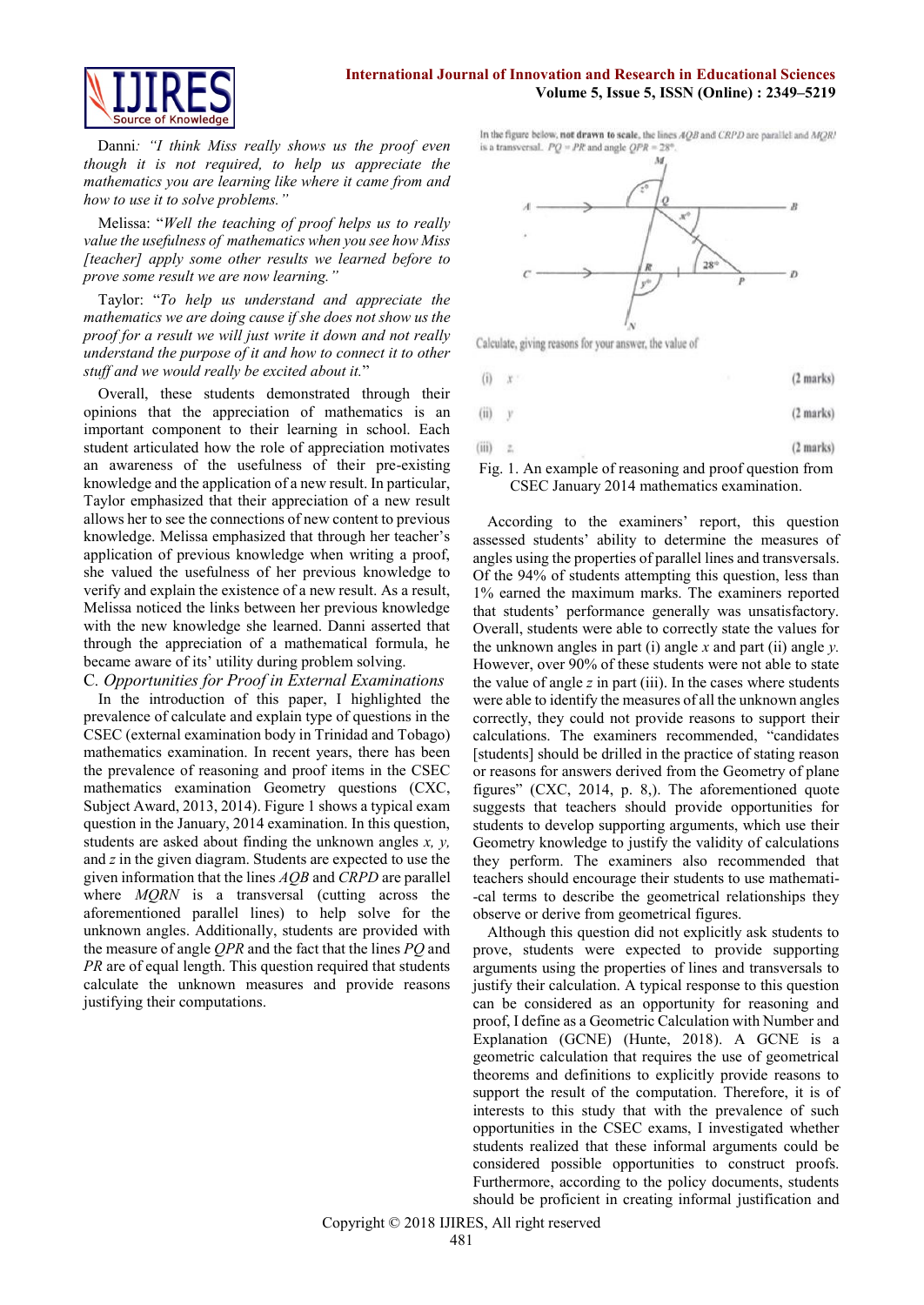Danni: *"I think Miss really shows us the proof even though it is not required, to help us appreciate the mathematics you are learning like where it came from and how to use it to solve problems."*

Melissa: "*Well the teaching of proof helps us to really value the usefulness of mathematics when you see how Miss [teacher] apply some other results we learned before to prove some result we are now learning.*"

Taylor: "*To help us understand and appreciate the mathematics we are doing cause if she does not show us the proof for a result we will just write it down and not really understand the purpose of it and how to connect it to other stuff and we would really be excited about it.*"

Overall, these students demonstrated through their opinions that the appreciation of mathematics is an important component to their learning in school. Each student articulated how the role of appreciation motivates an awareness of the usefulness of their pre-existing knowledge and the application of a new result. In particular, Taylor emphasized that their appreciation of a new result allows her to see the connections of new content to previous knowledge. Melissa emphasized that through her teacher's application of previous knowledge when writing a proof, she valued the usefulness of her previous knowledge to verify and explain the existence of a new result. As a result, Melissa noticed the links between her previous knowledge with the new knowledge she learned. Danni asserted that through the appreciation of a mathematical formula, he became aware of its' utility during problem solving.

### C. *Opportunities for Proof in External Examinations*

In the introduction of this paper, I highlighted the prevalence of calculate and explain type of questions in the CSEC (external examination body in Trinidad and Tobago) mathematics examination. In recent years, there has been the prevalence of reasoning and proof items in the CSEC mathematics examination Geometry questions (CXC, Subject Award, 2013, 2014). Figure 1 shows a typical exam question in the January, 2014 examination. In this question, students are asked about finding the unknown angles *x, y,* and *z* in the given diagram. Students are expected to use the given information that the lines *AQB* and *CRPD* are parallel where *MQRN* is a transversal (cutting across the aforementioned parallel lines) to help solve for the unknown angles. Additionally, students are provided with the measure of angle *QPR* and the fact that the lines *PQ* and *PR* are of equal length. This question required that students calculate the unknown measures and provide reasons justifying their computations.

In the figure below, **not drawn to scale**, the lines *AQB* and *CRPD* are parallel and *MQRN* is a transversal. $PQ = PR$ and angle $QPR = 28°$.

Calculate, giving reasons for your answer, the value of

(i) $x$ (2 marks)

(ii) $y$ (2 marks)

(iii) $z$ (2 marks)

Fig. 1. An example of reasoning and proof question from CSEC January 2014 mathematics examination.

According to the examiners' report, this question assessed students' ability to determine the measures of angles using the properties of parallel lines and transversals. Of the 94% of students attempting this question, less than 1% earned the maximum marks. The examiners reported that students' performance generally was unsatisfactory. Overall, students were able to correctly state the values for the unknown angles in part (i) angle *x* and part (ii) angle *y*. However, over 90% of these students were not able to state the value of angle *z* in part (iii). In the cases where students were able to identify the measures of all the unknown angles correctly, they could not provide reasons to support their calculations. The examiners recommended, "candidates [students] should be drilled in the practice of stating reason or reasons for answers derived from the Geometry of plane figures" (CXC, 2014, p. 8,). The aforementioned quote suggests that teachers should provide opportunities for students to develop supporting arguments, which use their Geometry knowledge to justify the validity of calculations they perform. The examiners also recommended that teachers should encourage their students to use mathemati--cal terms to describe the geometrical relationships they observe or derive from geometrical figures.

Although this question did not explicitly ask students to prove, students were expected to provide supporting arguments using the properties of lines and transversals to justify their calculation. A typical response to this question can be considered as an opportunity for reasoning and proof, I define as a Geometric Calculation with Number and Explanation (GCNE) (Hunte, 2018). A GCNE is a geometric calculation that requires the use of geometrical theorems and definitions to explicitly provide reasons to support the result of the computation. Therefore, it is of interests to this study that with the prevalence of such opportunities in the CSEC exams, I investigated whether students realized that these informal arguments could be considered possible opportunities to construct proofs. Furthermore, according to the policy documents, students should be proficient in creating informal justification and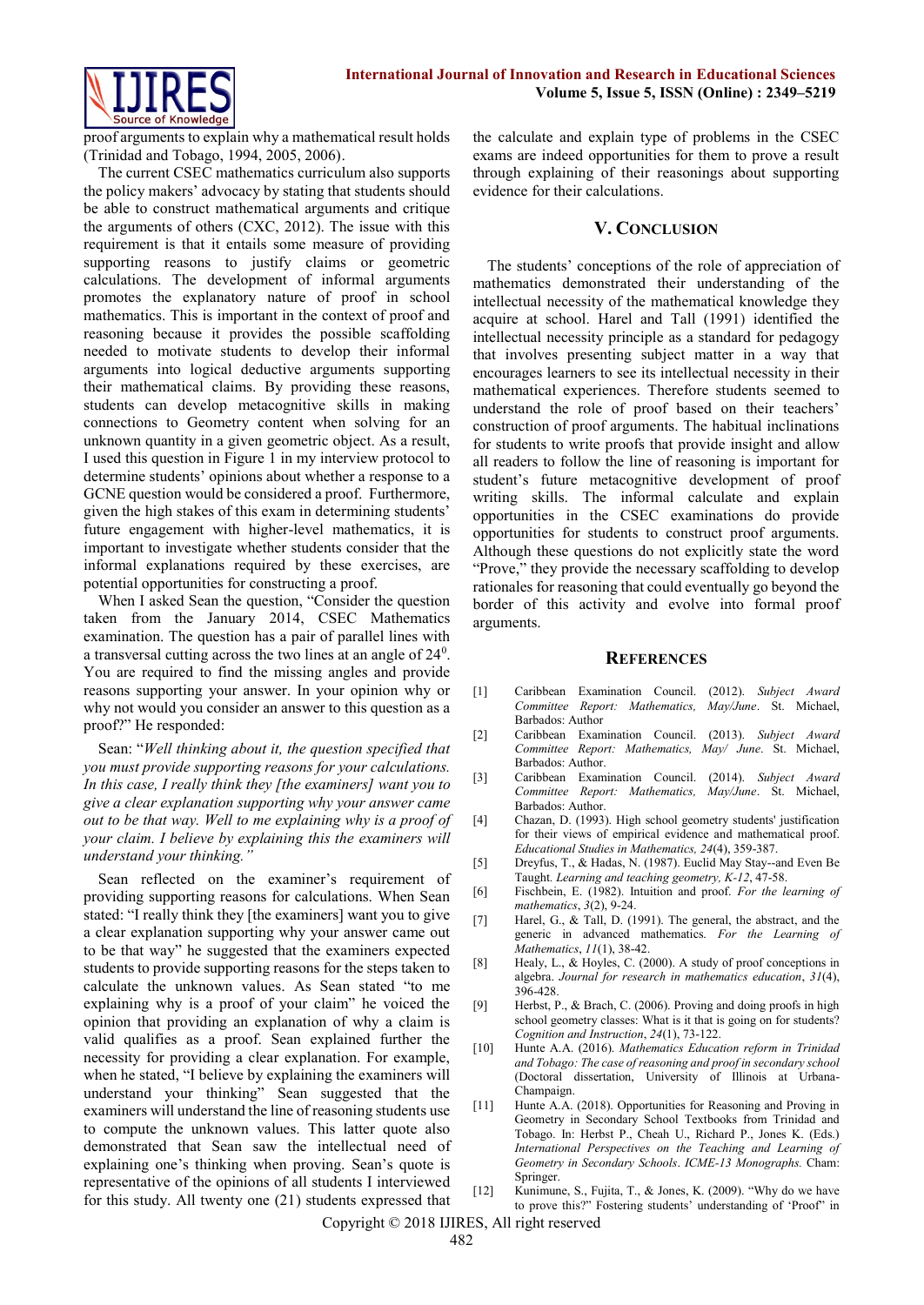proof arguments to explain why a mathematical result holds (Trinidad and Tobago, 1994, 2005, 2006).

The current CSEC mathematics curriculum also supports the policy makers' advocacy by stating that students should be able to construct mathematical arguments and critique the arguments of others (CXC, 2012). The issue with this requirement is that it entails some measure of providing supporting reasons to justify claims or geometric calculations. The development of informal arguments promotes the explanatory nature of proof in school mathematics. This is important in the context of proof and reasoning because it provides the possible scaffolding needed to motivate students to develop their informal arguments into logical deductive arguments supporting their mathematical claims. By providing these reasons, students can develop metacognitive skills in making connections to Geometry content when solving for an unknown quantity in a given geometric object. As a result, I used this question in Figure 1 in my interview protocol to determine students' opinions about whether a response to a GCNE question would be considered a proof. Furthermore, given the high stakes of this exam in determining students' future engagement with higher-level mathematics, it is important to investigate whether students consider that the informal explanations required by these exercises, are potential opportunities for constructing a proof.

When I asked Sean the question, "Consider the question taken from the January 2014, CSEC Mathematics examination. The question has a pair of parallel lines with a transversal cutting across the two lines at an angle of $24^0$. You are required to find the missing angles and provide reasons supporting your answer. In your opinion why or why not would you consider an answer to this question as a proof?" He responded:

Sean: "*Well thinking about it, the question specified that you must provide supporting reasons for your calculations. In this case, I really think they [the examiners] want you to give a clear explanation supporting why your answer came out to be that way. Well to me explaining why is a proof of your claim. I believe by explaining this the examiners will understand your thinking.*"

Sean reflected on the examiner's requirement of providing supporting reasons for calculations. When Sean stated: "I really think they [the examiners] want you to give a clear explanation supporting why your answer came out to be that way" he suggested that the examiners expected students to provide supporting reasons for the steps taken to calculate the unknown values. As Sean stated "to me explaining why is a proof of your claim" he voiced the opinion that providing an explanation of why a claim is valid qualifies as a proof. Sean explained further the necessity for providing a clear explanation. For example, when he stated, "I believe by explaining this the examiners will understand your thinking" Sean suggested that the examiners will understand the line of reasoning students use to compute the unknown values. This latter quote also demonstrated that Sean saw the intellectual need of explaining one's thinking when proving. Sean's quote is representative of the opinions of all students I interviewed for this study. All twenty one (21) students expressed that the calculate and explain type of problems in the CSEC exams are indeed opportunities for them to prove a result through explaining of their reasonings about supporting evidence for their calculations.

## V. Conclusion

The students' conceptions of the role of appreciation of mathematics demonstrated their understanding of the intellectual necessity of the mathematical knowledge they acquire at school. Harel and Tall (1991) identified the intellectual necessity principle as a standard for pedagogy that involves presenting subject matter in a way that encourages learners to see its intellectual necessity in their mathematical experiences. Therefore students seemed to understand the role of proof based on their teachers' construction of proof arguments. The habitual inclinations for students to write proofs that provide insight and allow all readers to follow the line of reasoning is important for student's future metacognitive development of proof writing skills. The informal calculate and explain opportunities in the CSEC examinations do provide opportunities for students to construct proof arguments. Although these questions do not explicitly state the word "Prove," they provide the necessary scaffolding to develop rationales for reasoning that could eventually go beyond the border of this activity and evolve into formal proof arguments.

## References

[1] Caribbean Examination Council. (2012). *Subject Award Committee Report: Mathematics, May/June*. St. Michael, Barbados: Author

[2] Caribbean Examination Council. (2013). *Subject Award Committee Report: Mathematics, May/ June*. St. Michael, Barbados: Author.

[3] Caribbean Examination Council. (2014). *Subject Award Committee Report: Mathematics, May/June*. St. Michael, Barbados: Author.

[4] Chazan, D. (1993). High school geometry students' justification for their views of empirical evidence and mathematical proof. *Educational Studies in Mathematics, 24*(4), 359-387.

[5] Dreyfus, T., & Hadas, N. (1987). Euclid May Stay--and Even Be Taught. *Learning and teaching geometry, K-12*, 47-58.

[6] Fischbein, E. (1982). Intuition and proof. *For the learning of mathematics*, *3*(2), 9-24.

[7] Harel, G., & Tall, D. (1991). The general, the abstract, and the generic in advanced mathematics. *For the Learning of Mathematics*, *11*(1), 38-42.

[8] Healy, L., & Hoyles, C. (2000). A study of proof conceptions in algebra. *Journal for research in mathematics education*, *31*(4), 396-428.

[9] Herbst, P., & Brach, C. (2006). Proving and doing proofs in high school geometry classes: What is it that is going on for students? *Cognition and Instruction*, *24*(1), 73-122.

[10] Hunte A.A. (2016). *Mathematics Education reform in Trinidad and Tobago: The case of reasoning and proof in secondary school* (Doctoral dissertation, University of Illinois at Urbana-Champaign.

[11] Hunte A.A. (2018). Opportunities for Reasoning and Proving in Geometry in Secondary School Textbooks from Trinidad and Tobago. In: Herbst P., Cheah U., Richard P., Jones K. (Eds.) *International Perspectives on the Teaching and Learning of Geometry in Secondary Schools*. *ICME-13 Monographs.* Cham: Springer.

[12] Kunimune, S., Fujita, T., & Jones, K. (2009). "Why do we have to prove this?" Fostering students' understanding of 'Proof' in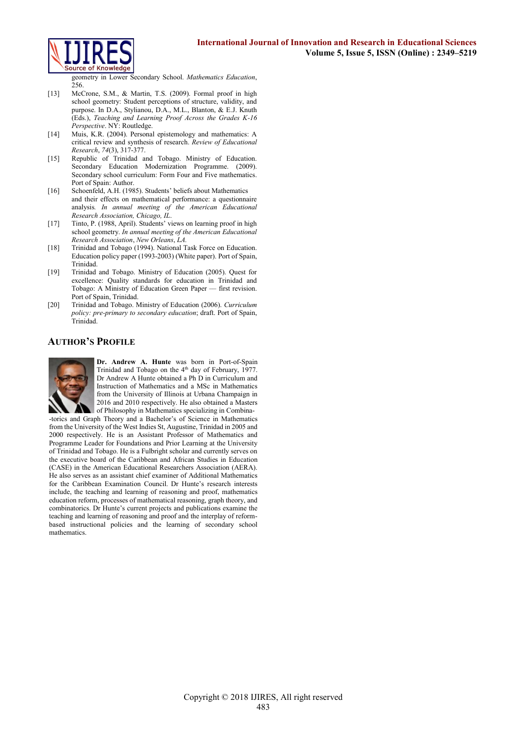geometry in Lower Secondary School. *Mathematics Education*, 256.

[13] McCrone, S.M., & Martin, T.S. (2009). Formal proof in high school geometry: Student perceptions of structure, validity, and purpose. In D.A., Stylianou, D.A., M.L., Blanton, & E.J. Knuth (Eds.), *Teaching and Learning Proof Across the Grades K-16 Perspective*. NY: Routledge.

[14] Muis, K.R. (2004). Personal epistemology and mathematics: A critical review and synthesis of research. *Review of Educational Research*, *74*(3), 317-377.

[15] Republic of Trinidad and Tobago. Ministry of Education. Secondary Education Modernization Programme. (2009). Secondary school curriculum: Form Four and Five mathematics. Port of Spain: Author.

[16] Schoenfeld, A.H. (1985). Students' beliefs about Mathematics and their effects on mathematical performance: a questionnaire analysis. *In annual meeting of the American Educational Research Association, Chicago, IL*.

[17] Tinto, P. (1988, April). Students' views on learning proof in high school geometry. *In annual meeting of the American Educational Research Association*, *New Orleans*, *LA*.

[18] Trinidad and Tobago (1994). National Task Force on Education. Education policy paper (1993-2003) (White paper). Port of Spain, Trinidad.

[19] Trinidad and Tobago. Ministry of Education (2005). Quest for excellence: Quality standards for education in Trinidad and Tobago: A Ministry of Education Green Paper — first revision. Port of Spain, Trinidad.

[20] Trinidad and Tobago. Ministry of Education (2006). *Curriculum policy: pre-primary to secondary education*; draft. Port of Spain, Trinidad.

## AUTHOR'S PROFILE

**Dr. Andrew A. Hunte** was born in Port-of-Spain Trinidad and Tobago on the 4th day of February, 1977. Dr Andrew A Hunte obtained a Ph D in Curriculum and Instruction of Mathematics and a MSc in Mathematics from the University of Illinois at Urbana Champaign in 2016 and 2010 respectively. He also obtained a Masters of Philosophy in Mathematics specializing in Combinatorics and Graph Theory and a Bachelor's of Science in Mathematics from the University of the West Indies St, Augustine, Trinidad in 2005 and 2000 respectively. He is an Assistant Professor of Mathematics and Programme Leader for Foundations and Prior Learning at the University of Trinidad and Tobago. He is a Fulbright scholar and currently serves on the executive board of the Caribbean and African Studies in Education (CASE) in the American Educational Researchers Association (AERA). He also serves as an assistant chief examiner of Additional Mathematics for the Caribbean Examination Council. Dr Hunte's research interests include, the teaching and learning of reasoning and proof, mathematics education reform, processes of mathematical reasoning, graph theory, and combinatorics. Dr Hunte's current projects and publications examine the teaching and learning of reasoning and proof and the interplay of reform-based instructional policies and the learning of secondary school mathematics.